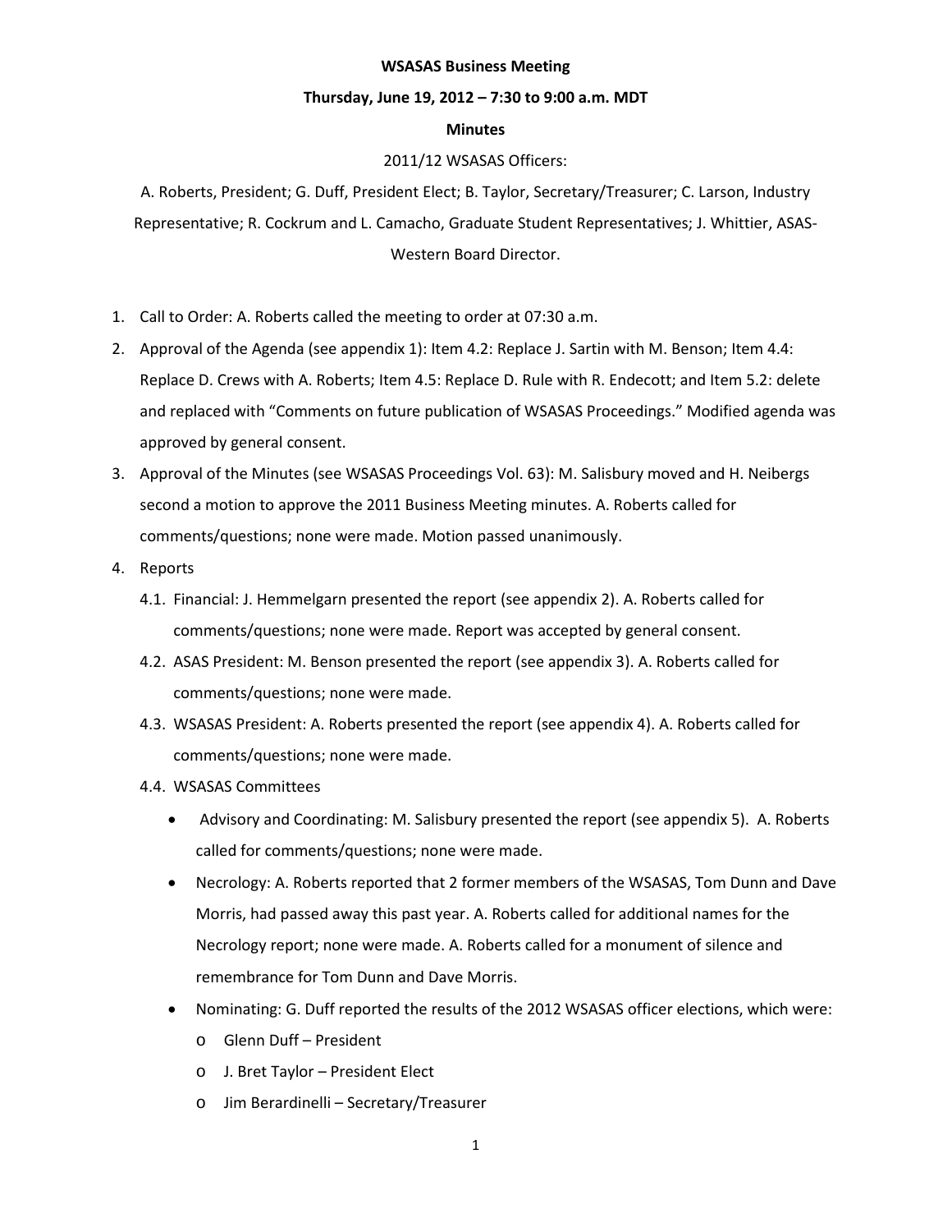**WSASAS Business Meeting**

**Thursday, June 19, 2012 – 7:30 to 9:00 a.m. MDT**

**Minutes**

2011/12 WSASAS Officers:

A. Roberts, President; G. Duff, President Elect; B. Taylor, Secretary/Treasurer; C. Larson, Industry Representative; R. Cockrum and L. Camacho, Graduate Student Representatives; J. Whittier, ASAS-Western Board Director.

1. Call to Order: A. Roberts called the meeting to order at 07:30 a.m.
2. Approval of the Agenda (see appendix 1): Item 4.2: Replace J. Sartin with M. Benson; Item 4.4: Replace D. Crews with A. Roberts; Item 4.5: Replace D. Rule with R. Endecott; and Item 5.2: delete and replaced with "Comments on future publication of WSASAS Proceedings." Modified agenda was approved by general consent.
3. Approval of the Minutes (see WSASAS Proceedings Vol. 63): M. Salisbury moved and H. Neibergs second a motion to approve the 2011 Business Meeting minutes. A. Roberts called for comments/questions; none were made. Motion passed unanimously.
4. Reports
   - 4.1. Financial: J. Hemmelgarn presented the report (see appendix 2). A. Roberts called for comments/questions; none were made. Report was accepted by general consent.
   - 4.2. ASAS President: M. Benson presented the report (see appendix 3). A. Roberts called for comments/questions; none were made.
   - 4.3. WSASAS President: A. Roberts presented the report (see appendix 4). A. Roberts called for comments/questions; none were made.
   - 4.4. WSASAS Committees
     - Advisory and Coordinating: M. Salisbury presented the report (see appendix 5). A. Roberts called for comments/questions; none were made.
     - Necrology: A. Roberts reported that 2 former members of the WSASAS, Tom Dunn and Dave Morris, had passed away this past year. A. Roberts called for additional names for the Necrology report; none were made. A. Roberts called for a monument of silence and remembrance for Tom Dunn and Dave Morris.
     - Nominating: G. Duff reported the results of the 2012 WSASAS officer elections, which were:
       - Glenn Duff – President
       - J. Bret Taylor – President Elect
       - Jim Berardinelli – Secretary/Treasurer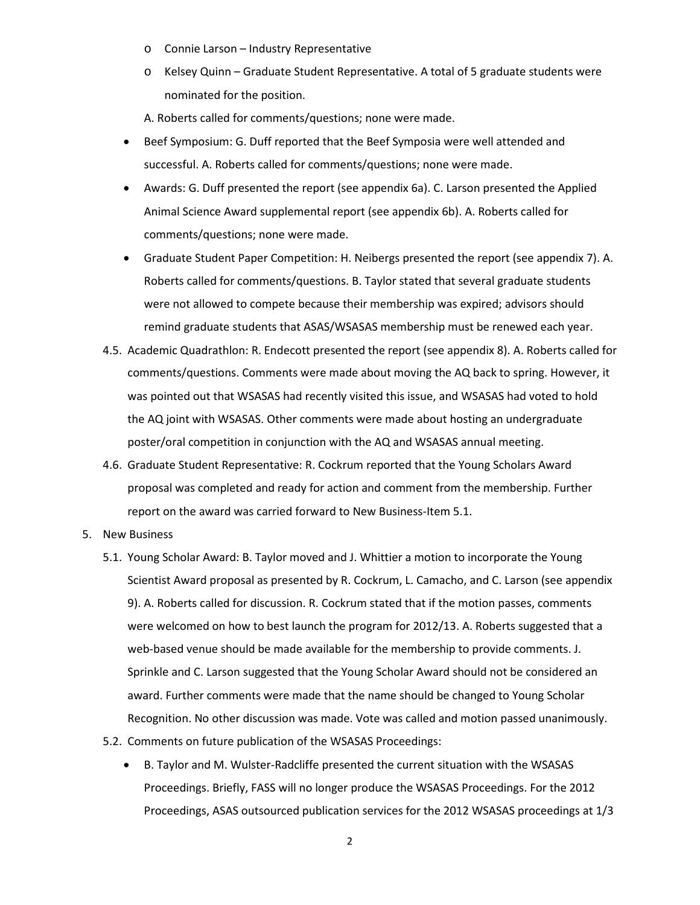- Connie Larson – Industry Representative
  - Kelsey Quinn – Graduate Student Representative. A total of 5 graduate students were nominated for the position.

  A. Roberts called for comments/questions; none were made.

- Beef Symposium: G. Duff reported that the Beef Symposia were well attended and successful. A. Roberts called for comments/questions; none were made.
- Awards: G. Duff presented the report (see appendix 6a). C. Larson presented the Applied Animal Science Award supplemental report (see appendix 6b). A. Roberts called for comments/questions; none were made.
- Graduate Student Paper Competition: H. Neibergs presented the report (see appendix 7). A. Roberts called for comments/questions. B. Taylor stated that several graduate students were not allowed to compete because their membership was expired; advisors should remind graduate students that ASAS/WSASAS membership must be renewed each year.

4.5. Academic Quadrathlon: R. Endecott presented the report (see appendix 8). A. Roberts called for comments/questions. Comments were made about moving the AQ back to spring. However, it was pointed out that WSASAS had recently visited this issue, and WSASAS had voted to hold the AQ joint with WSASAS. Other comments were made about hosting an undergraduate poster/oral competition in conjunction with the AQ and WSASAS annual meeting.

4.6. Graduate Student Representative: R. Cockrum reported that the Young Scholars Award proposal was completed and ready for action and comment from the membership. Further report on the award was carried forward to New Business-Item 5.1.

5. New Business

5.1. Young Scholar Award: B. Taylor moved and J. Whittier a motion to incorporate the Young Scientist Award proposal as presented by R. Cockrum, L. Camacho, and C. Larson (see appendix 9). A. Roberts called for discussion. R. Cockrum stated that if the motion passes, comments were welcomed on how to best launch the program for 2012/13. A. Roberts suggested that a web-based venue should be made available for the membership to provide comments. J. Sprinkle and C. Larson suggested that the Young Scholar Award should not be considered an award. Further comments were made that the name should be changed to Young Scholar Recognition. No other discussion was made. Vote was called and motion passed unanimously.

5.2. Comments on future publication of the WSASAS Proceedings:

- B. Taylor and M. Wulster-Radcliffe presented the current situation with the WSASAS Proceedings. Briefly, FASS will no longer produce the WSASAS Proceedings. For the 2012 Proceedings, ASAS outsourced publication services for the 2012 WSASAS proceedings at 1/3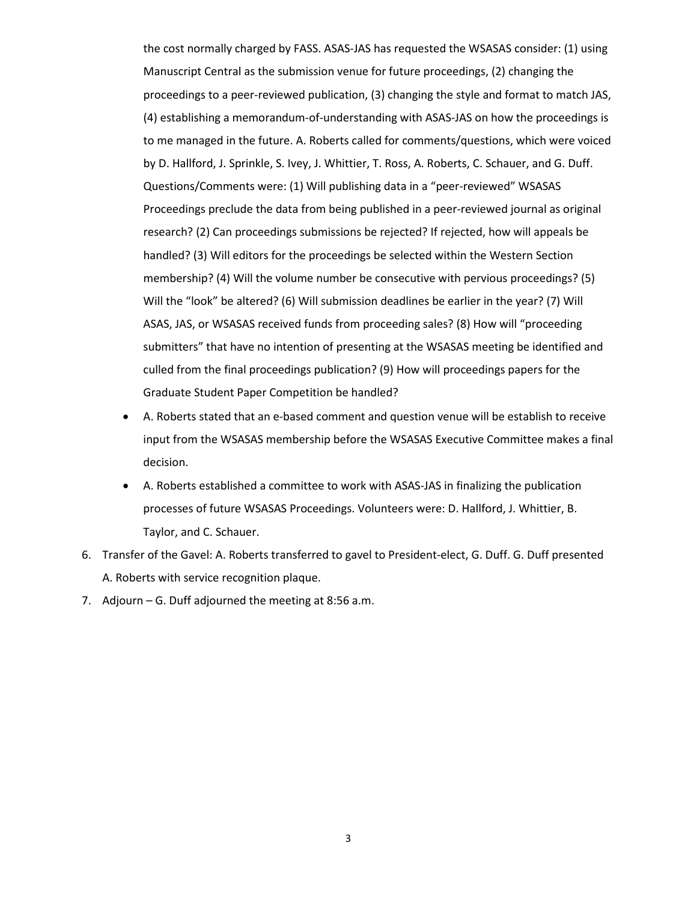the cost normally charged by FASS. ASAS-JAS has requested the WSASAS consider: (1) using Manuscript Central as the submission venue for future proceedings, (2) changing the proceedings to a peer-reviewed publication, (3) changing the style and format to match JAS, (4) establishing a memorandum-of-understanding with ASAS-JAS on how the proceedings is to me managed in the future. A. Roberts called for comments/questions, which were voiced by D. Hallford, J. Sprinkle, S. Ivey, J. Whittier, T. Ross, A. Roberts, C. Schauer, and G. Duff. Questions/Comments were: (1) Will publishing data in a "peer-reviewed" WSASAS Proceedings preclude the data from being published in a peer-reviewed journal as original research? (2) Can proceedings submissions be rejected? If rejected, how will appeals be handled? (3) Will editors for the proceedings be selected within the Western Section membership? (4) Will the volume number be consecutive with pervious proceedings? (5) Will the "look" be altered? (6) Will submission deadlines be earlier in the year? (7) Will ASAS, JAS, or WSASAS received funds from proceeding sales? (8) How will "proceeding submitters" that have no intention of presenting at the WSASAS meeting be identified and culled from the final proceedings publication? (9) How will proceedings papers for the Graduate Student Paper Competition be handled?

- A. Roberts stated that an e-based comment and question venue will be establish to receive input from the WSASAS membership before the WSASAS Executive Committee makes a final decision.
- A. Roberts established a committee to work with ASAS-JAS in finalizing the publication processes of future WSASAS Proceedings. Volunteers were: D. Hallford, J. Whittier, B. Taylor, and C. Schauer.

6. Transfer of the Gavel: A. Roberts transferred to gavel to President-elect, G. Duff. G. Duff presented A. Roberts with service recognition plaque.
7. Adjourn – G. Duff adjourned the meeting at 8:56 a.m.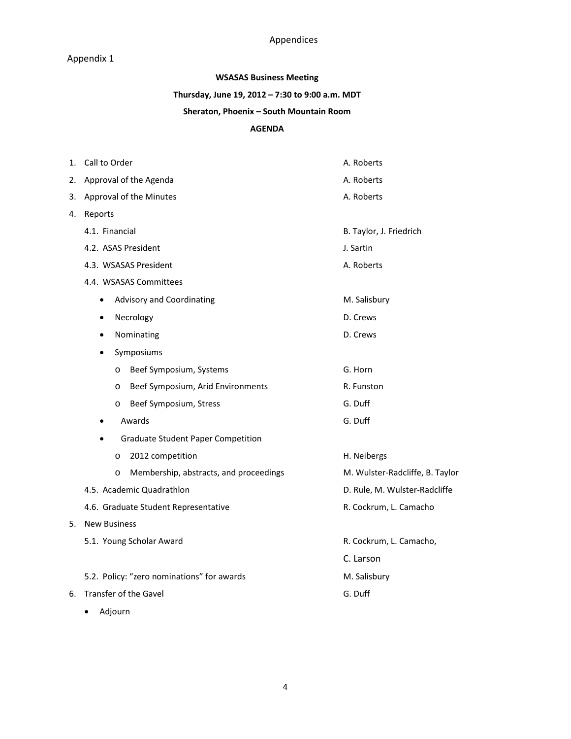# Appendices

## Appendix 1

**WSASAS Business Meeting**

**Thursday, June 19, 2012 – 7:30 to 9:00 a.m. MDT**

**Sheraton, Phoenix – South Mountain Room**

**AGENDA**

| Item | Presenter |
|---|---|
| 1. Call to Order | A. Roberts |
| 2. Approval of the Agenda | A. Roberts |
| 3. Approval of the Minutes | A. Roberts |
| 4. Reports | |
| 4.1. Financial | B. Taylor, J. Friedrich |
| 4.2. ASAS President | J. Sartin |
| 4.3. WSASAS President | A. Roberts |
| 4.4. WSASAS Committees | |
| • Advisory and Coordinating | M. Salisbury |
| • Necrology | D. Crews |
| • Nominating | D. Crews |
| • Symposiums | |
| o Beef Symposium, Systems | G. Horn |
| o Beef Symposium, Arid Environments | R. Funston |
| o Beef Symposium, Stress | G. Duff |
| • Awards | G. Duff |
| • Graduate Student Paper Competition | |
| o 2012 competition | H. Neibergs |
| o Membership, abstracts, and proceedings | M. Wulster-Radcliffe, B. Taylor |
| 4.5. Academic Quadrathlon | D. Rule, M. Wulster-Radcliffe |
| 4.6. Graduate Student Representative | R. Cockrum, L. Camacho |
| 5. New Business | |
| 5.1. Young Scholar Award | R. Cockrum, L. Camacho, C. Larson |
| 5.2. Policy: "zero nominations" for awards | M. Salisbury |
| 6. Transfer of the Gavel | G. Duff |
| • Adjourn | |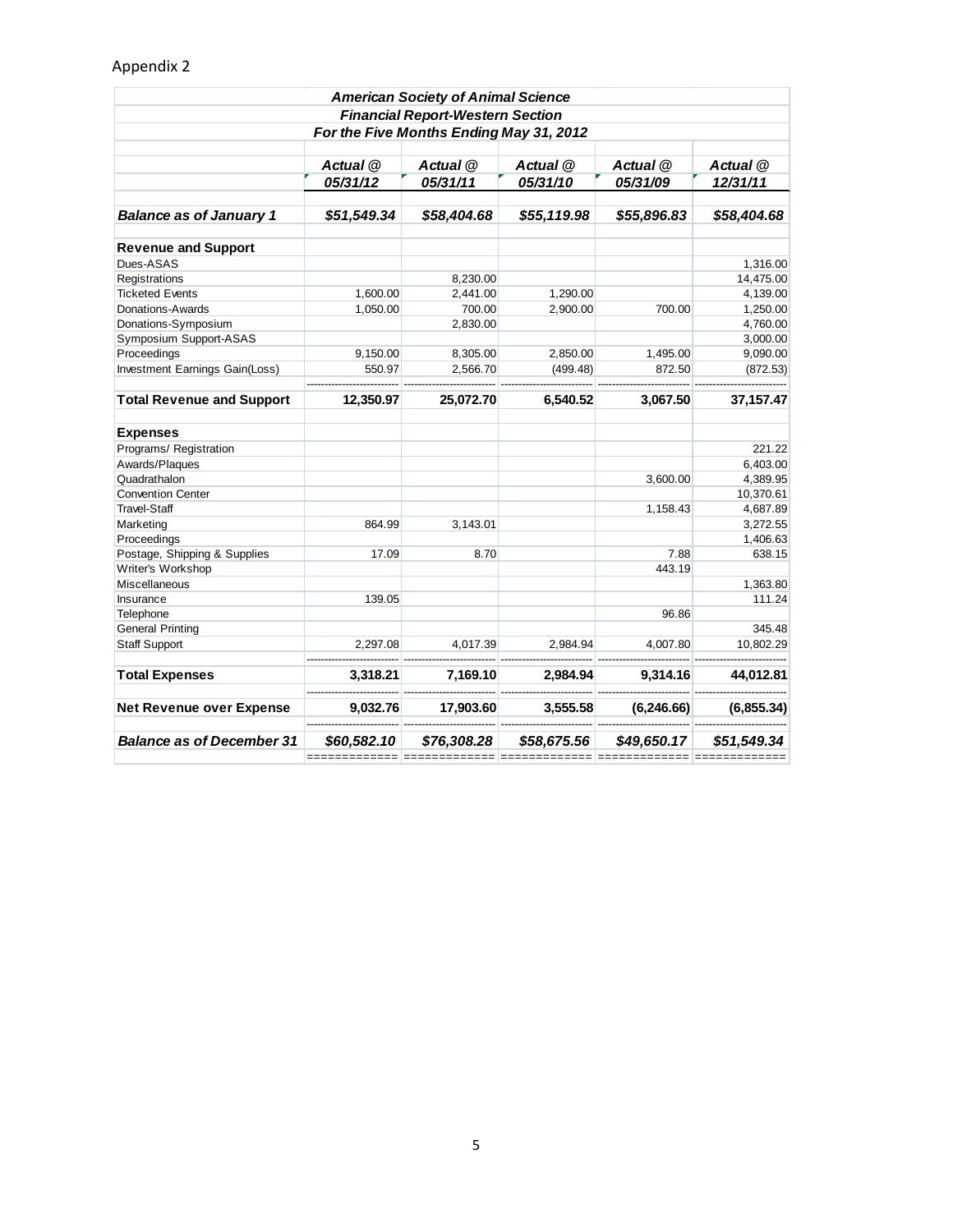Appendix 2

| American Society of Animal Science<br>Financial Report-Western Section<br>For the Five Months Ending May 31, 2012 | | | | | |
|---|---|---|---|---|---|
| | ***Actual @ 05/31/12*** | ***Actual @ 05/31/11*** | ***Actual @ 05/31/10*** | ***Actual @ 05/31/09*** | ***Actual @ 12/31/11*** |
| ***Balance as of January 1*** | ***$51,549.34*** | ***$58,404.68*** | ***$55,119.98*** | ***$55,896.83*** | ***$58,404.68*** |
| **Revenue and Support** | | | | | |
| Dues-ASAS | | | | | 1,316.00 |
| Registrations | | 8,230.00 | | | 14,475.00 |
| Ticketed Events | 1,600.00 | 2,441.00 | 1,290.00 | | 4,139.00 |
| Donations-Awards | 1,050.00 | 700.00 | 2,900.00 | 700.00 | 1,250.00 |
| Donations-Symposium | | 2,830.00 | | | 4,760.00 |
| Symposium Support-ASAS | | | | | 3,000.00 |
| Proceedings | 9,150.00 | 8,305.00 | 2,850.00 | 1,495.00 | 9,090.00 |
| Investment Earnings Gain(Loss) | 550.97 | 2,566.70 | (499.48) | 872.50 | (872.53) |
| **Total Revenue and Support** | **12,350.97** | **25,072.70** | **6,540.52** | **3,067.50** | **37,157.47** |
| **Expenses** | | | | | |
| Programs/ Registration | | | | | 221.22 |
| Awards/Plaques | | | | | 6,403.00 |
| Quadrathalon | | | | 3,600.00 | 4,389.95 |
| Convention Center | | | | | 10,370.61 |
| Travel-Staff | | | | 1,158.43 | 4,687.89 |
| Marketing | 864.99 | 3,143.01 | | | 3,272.55 |
| Proceedings | | | | | 1,406.63 |
| Postage, Shipping & Supplies | 17.09 | 8.70 | | 7.88 | 638.15 |
| Writer's Workshop | | | | 443.19 | |
| Miscellaneous | | | | | 1,363.80 |
| Insurance | 139.05 | | | | 111.24 |
| Telephone | | | | 96.86 | |
| General Printing | | | | | 345.48 |
| Staff Support | 2,297.08 | 4,017.39 | 2,984.94 | 4,007.80 | 10,802.29 |
| **Total Expenses** | **3,318.21** | **7,169.10** | **2,984.94** | **9,314.16** | **44,012.81** |
| **Net Revenue over Expense** | **9,032.76** | **17,903.60** | **3,555.58** | **(6,246.66)** | **(6,855.34)** |
| ***Balance as of December 31*** | ***$60,582.10*** | ***$76,308.28*** | ***$58,675.56*** | ***$49,650.17*** | ***$51,549.34*** |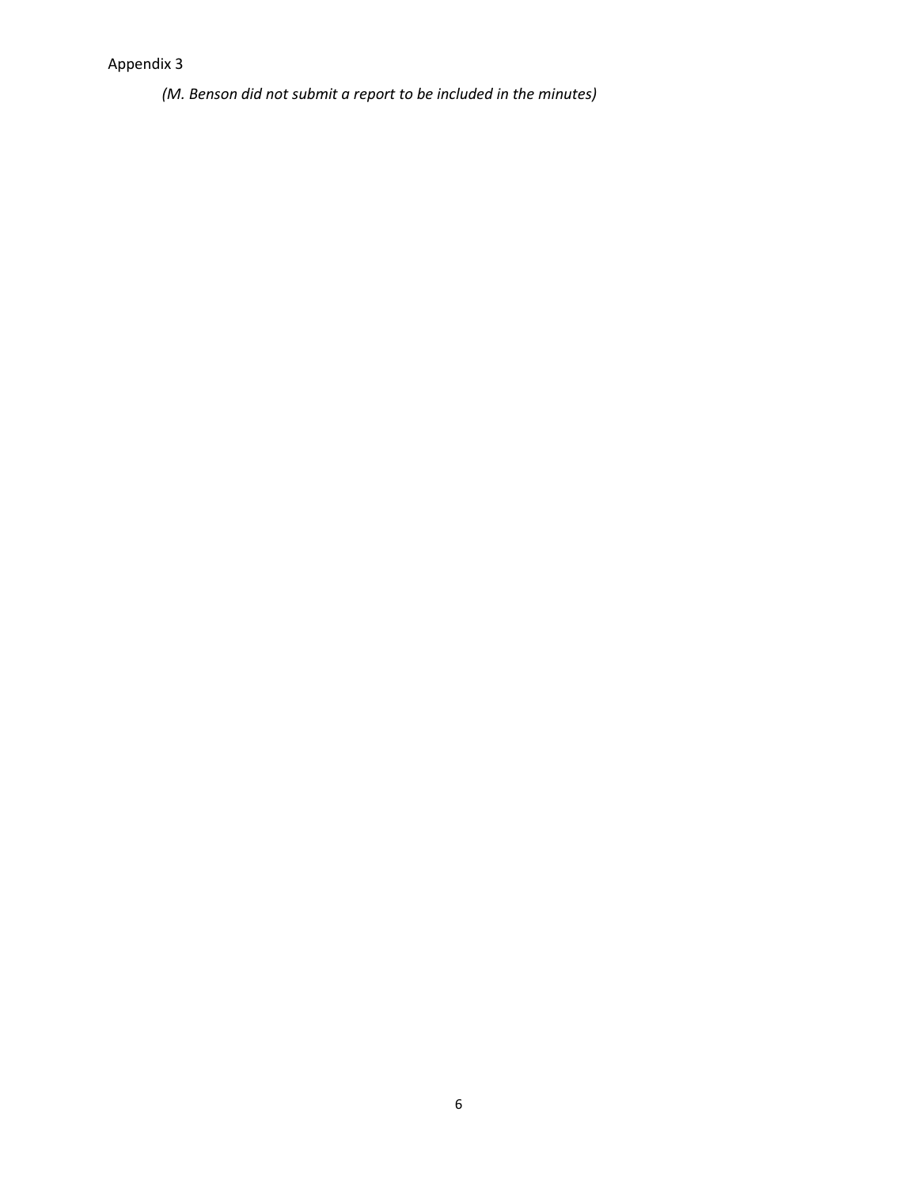Appendix 3

*(M. Benson did not submit a report to be included in the minutes)*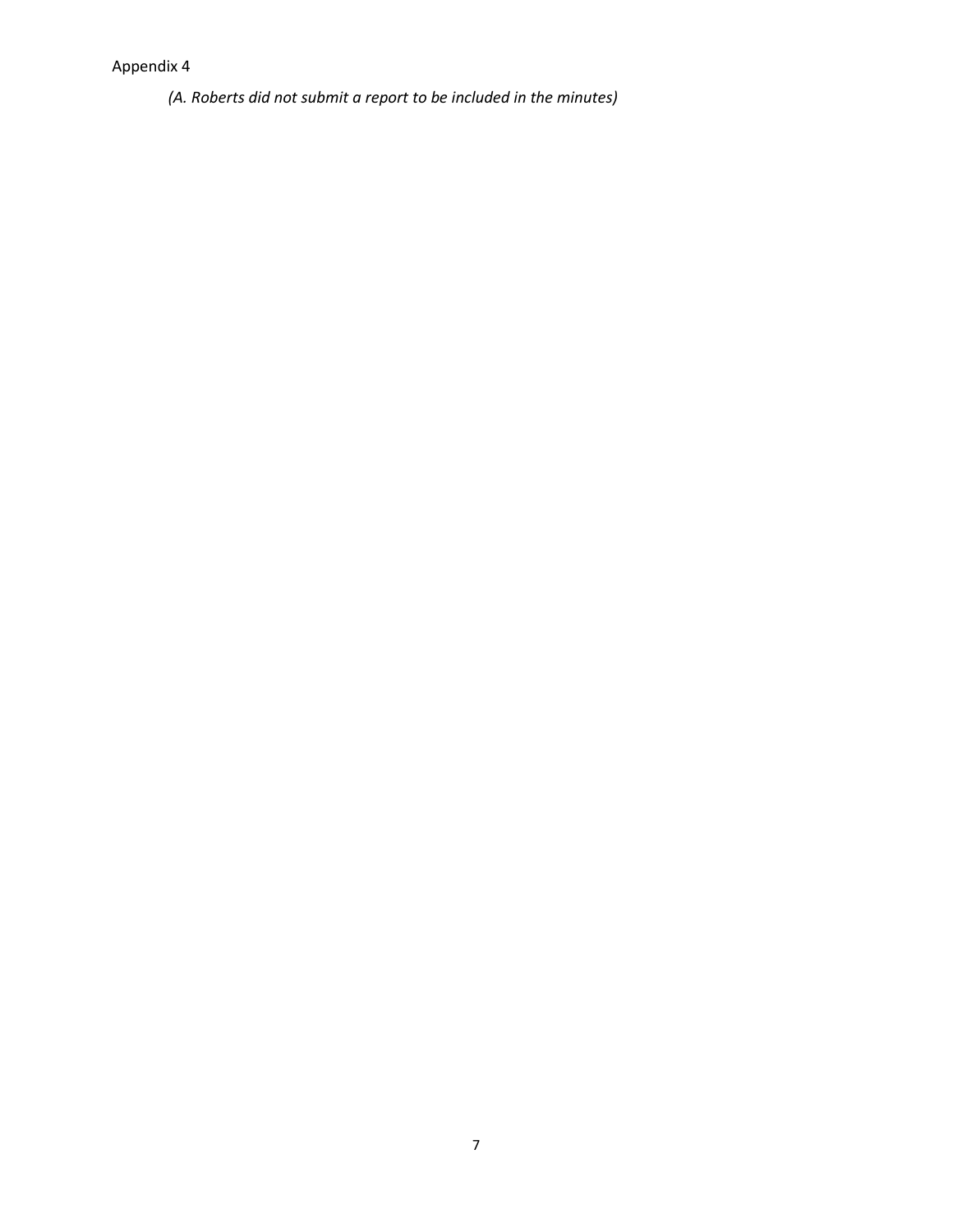Appendix 4

*(A. Roberts did not submit a report to be included in the minutes)*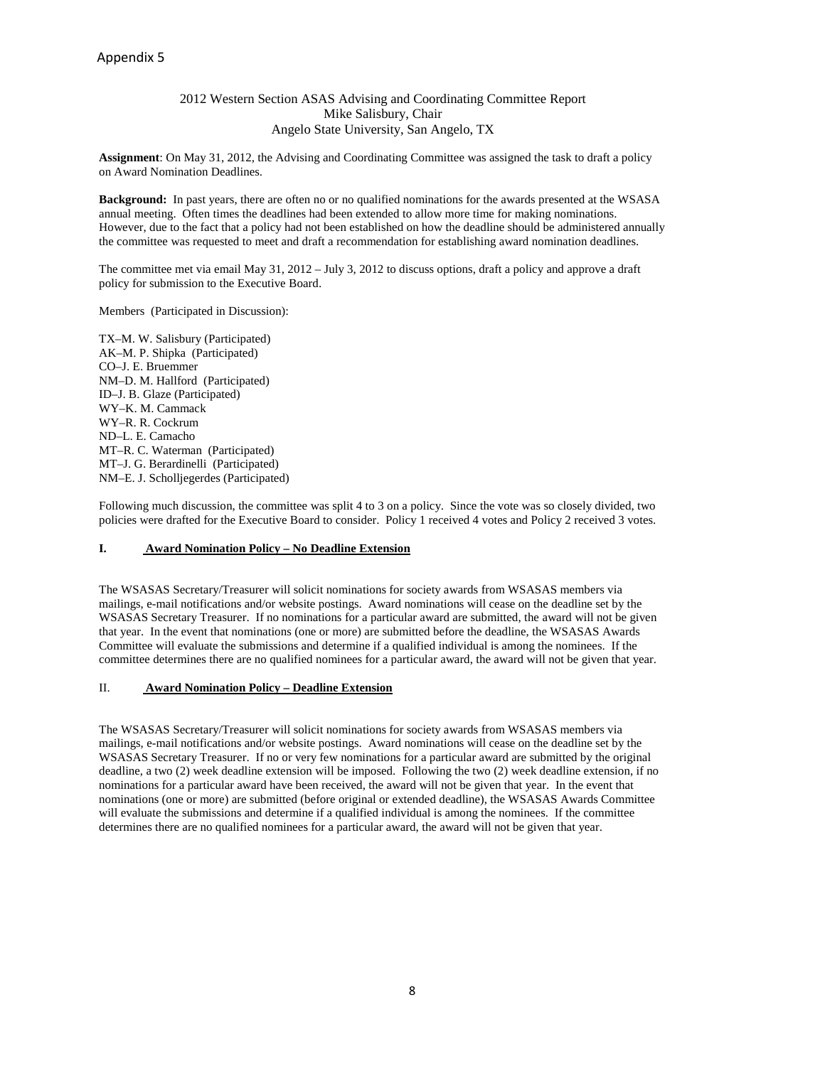Appendix 5

2012 Western Section ASAS Advising and Coordinating Committee Report
Mike Salisbury, Chair
Angelo State University, San Angelo, TX

**Assignment**: On May 31, 2012, the Advising and Coordinating Committee was assigned the task to draft a policy on Award Nomination Deadlines.

**Background:** In past years, there are often no or no qualified nominations for the awards presented at the WSASA annual meeting. Often times the deadlines had been extended to allow more time for making nominations. However, due to the fact that a policy had not been established on how the deadline should be administered annually the committee was requested to meet and draft a recommendation for establishing award nomination deadlines.

The committee met via email May 31, 2012 – July 3, 2012 to discuss options, draft a policy and approve a draft policy for submission to the Executive Board.

Members (Participated in Discussion):

TX–M. W. Salisbury (Participated)
AK–M. P. Shipka (Participated)
CO–J. E. Bruemmer
NM–D. M. Hallford (Participated)
ID–J. B. Glaze (Participated)
WY–K. M. Cammack
WY–R. R. Cockrum
ND–L. E. Camacho
MT–R. C. Waterman (Participated)
MT–J. G. Berardinelli (Participated)
NM–E. J. Scholljegerdes (Participated)

Following much discussion, the committee was split 4 to 3 on a policy. Since the vote was so closely divided, two policies were drafted for the Executive Board to consider. Policy 1 received 4 votes and Policy 2 received 3 votes.

## I. Award Nomination Policy – No Deadline Extension

The WSASAS Secretary/Treasurer will solicit nominations for society awards from WSASAS members via mailings, e-mail notifications and/or website postings. Award nominations will cease on the deadline set by the WSASAS Secretary Treasurer. If no nominations for a particular award are submitted, the award will not be given that year. In the event that nominations (one or more) are submitted before the deadline, the WSASAS Awards Committee will evaluate the submissions and determine if a qualified individual is among the nominees. If the committee determines there are no qualified nominees for a particular award, the award will not be given that year.

## II. Award Nomination Policy – Deadline Extension

The WSASAS Secretary/Treasurer will solicit nominations for society awards from WSASAS members via mailings, e-mail notifications and/or website postings. Award nominations will cease on the deadline set by the WSASAS Secretary Treasurer. If no or very few nominations for a particular award are submitted by the original deadline, a two (2) week deadline extension will be imposed. Following the two (2) week deadline extension, if no nominations for a particular award have been received, the award will not be given that year. In the event that nominations (one or more) are submitted (before original or extended deadline), the WSASAS Awards Committee will evaluate the submissions and determine if a qualified individual is among the nominees. If the committee determines there are no qualified nominees for a particular award, the award will not be given that year.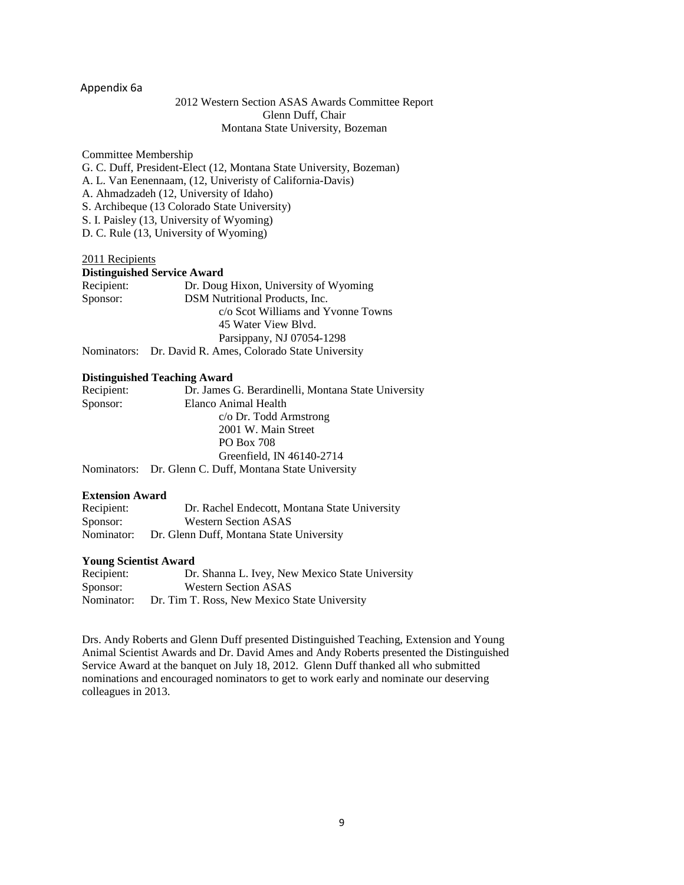Appendix 6a

2012 Western Section ASAS Awards Committee Report
Glenn Duff, Chair
Montana State University, Bozeman

Committee Membership
G. C. Duff, President-Elect (12, Montana State University, Bozeman)
A. L. Van Eenennaam, (12, Univeristy of California-Davis)
A. Ahmadzadeh (12, University of Idaho)
S. Archibeque (13 Colorado State University)
S. I. Paisley (13, University of Wyoming)
D. C. Rule (13, University of Wyoming)

<u>2011 Recipients</u>

**Distinguished Service Award**
Recipient: Dr. Doug Hixon, University of Wyoming
Sponsor: DSM Nutritional Products, Inc.
c/o Scot Williams and Yvonne Towns
45 Water View Blvd.
Parsippany, NJ 07054-1298
Nominators: Dr. David R. Ames, Colorado State University

**Distinguished Teaching Award**
Recipient: Dr. James G. Berardinelli, Montana State University
Sponsor: Elanco Animal Health
c/o Dr. Todd Armstrong
2001 W. Main Street
PO Box 708
Greenfield, IN 46140-2714
Nominators: Dr. Glenn C. Duff, Montana State University

**Extension Award**
Recipient: Dr. Rachel Endecott, Montana State University
Sponsor: Western Section ASAS
Nominator: Dr. Glenn Duff, Montana State University

**Young Scientist Award**
Recipient: Dr. Shanna L. Ivey, New Mexico State University
Sponsor: Western Section ASAS
Nominator: Dr. Tim T. Ross, New Mexico State University

Drs. Andy Roberts and Glenn Duff presented Distinguished Teaching, Extension and Young Animal Scientist Awards and Dr. David Ames and Andy Roberts presented the Distinguished Service Award at the banquet on July 18, 2012. Glenn Duff thanked all who submitted nominations and encouraged nominators to get to work early and nominate our deserving colleagues in 2013.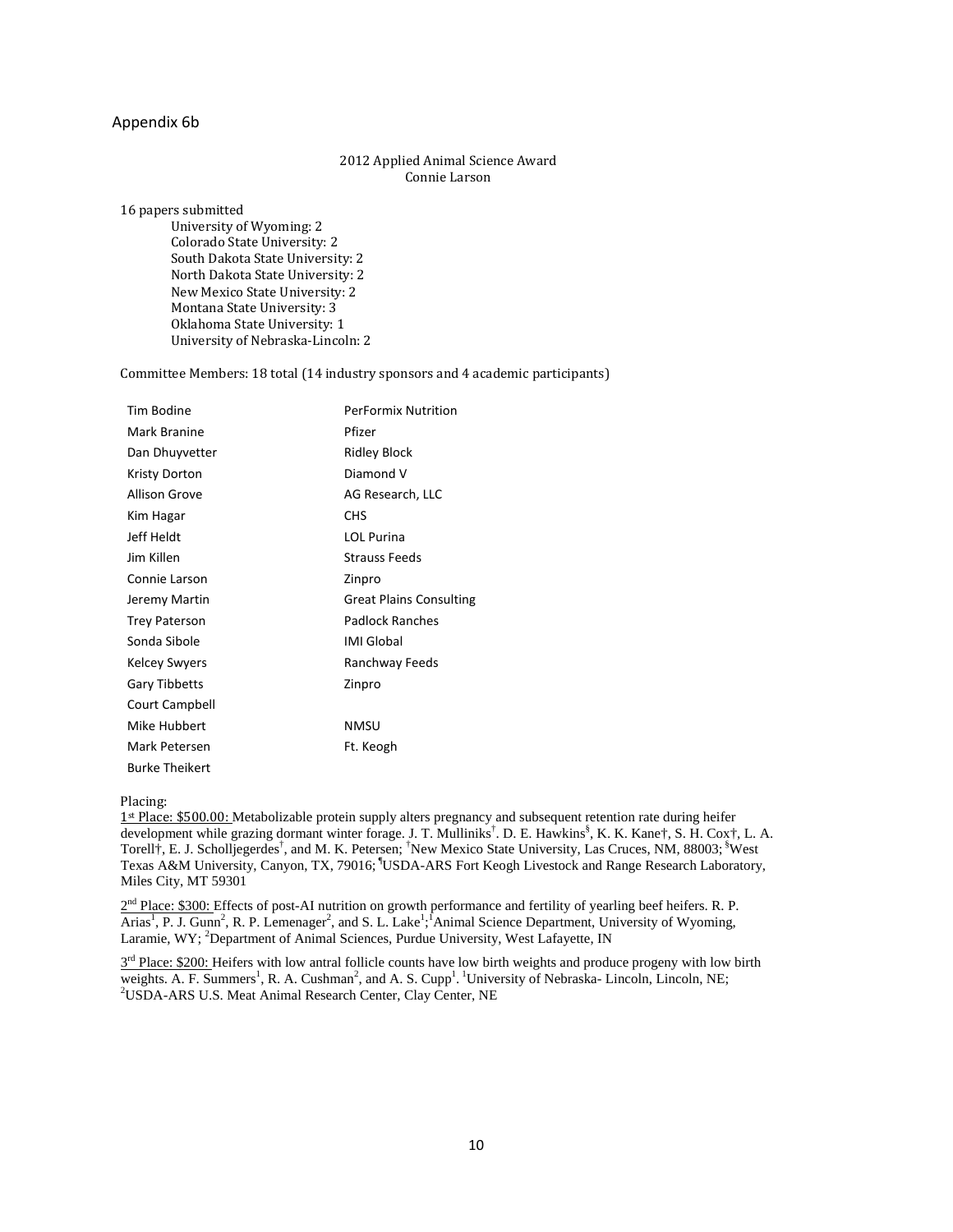Appendix 6b

2012 Applied Animal Science Award
Connie Larson

16 papers submitted

- University of Wyoming: 2
- Colorado State University: 2
- South Dakota State University: 2
- North Dakota State University: 2
- New Mexico State University: 2
- Montana State University: 3
- Oklahoma State University: 1
- University of Nebraska-Lincoln: 2

Committee Members: 18 total (14 industry sponsors and 4 academic participants)

| | |
|---|---|
| Tim Bodine | PerFormix Nutrition |
| Mark Branine | Pfizer |
| Dan Dhuyvetter | Ridley Block |
| Kristy Dorton | Diamond V |
| Allison Grove | AG Research, LLC |
| Kim Hagar | CHS |
| Jeff Heldt | LOL Purina |
| Jim Killen | Strauss Feeds |
| Connie Larson | Zinpro |
| Jeremy Martin | Great Plains Consulting |
| Trey Paterson | Padlock Ranches |
| Sonda Sibole | IMI Global |
| Kelcey Swyers | Ranchway Feeds |
| Gary Tibbetts | Zinpro |
| Court Campbell | |
| Mike Hubbert | NMSU |
| Mark Petersen | Ft. Keogh |
| Burke Theikert | |

Placing:

1st Place: $500.00: Metabolizable protein supply alters pregnancy and subsequent retention rate during heifer development while grazing dormant winter forage. J. T. Mulliniks[†]. D. E. Hawkins[§], K. K. Kane[†], S. H. Cox[†], L. A. Torell[†], E. J. Scholljegerdes[†], and M. K. Petersen; [†]New Mexico State University, Las Cruces, NM, 88003; [§]West Texas A&M University, Canyon, TX, 79016; [¶]USDA-ARS Fort Keogh Livestock and Range Research Laboratory, Miles City, MT 59301

2nd Place: $300: Effects of post-AI nutrition on growth performance and fertility of yearling beef heifers. R. P. Arias[1], P. J. Gunn[2], R. P. Lemenager[2], and S. L. Lake[1]; [1]Animal Science Department, University of Wyoming, Laramie, WY; [2]Department of Animal Sciences, Purdue University, West Lafayette, IN

3rd Place: $200: Heifers with low antral follicle counts have low birth weights and produce progeny with low birth weights. A. F. Summers[1], R. A. Cushman[2], and A. S. Cupp[1]. [1]University of Nebraska- Lincoln, Lincoln, NE; [2]USDA-ARS U.S. Meat Animal Research Center, Clay Center, NE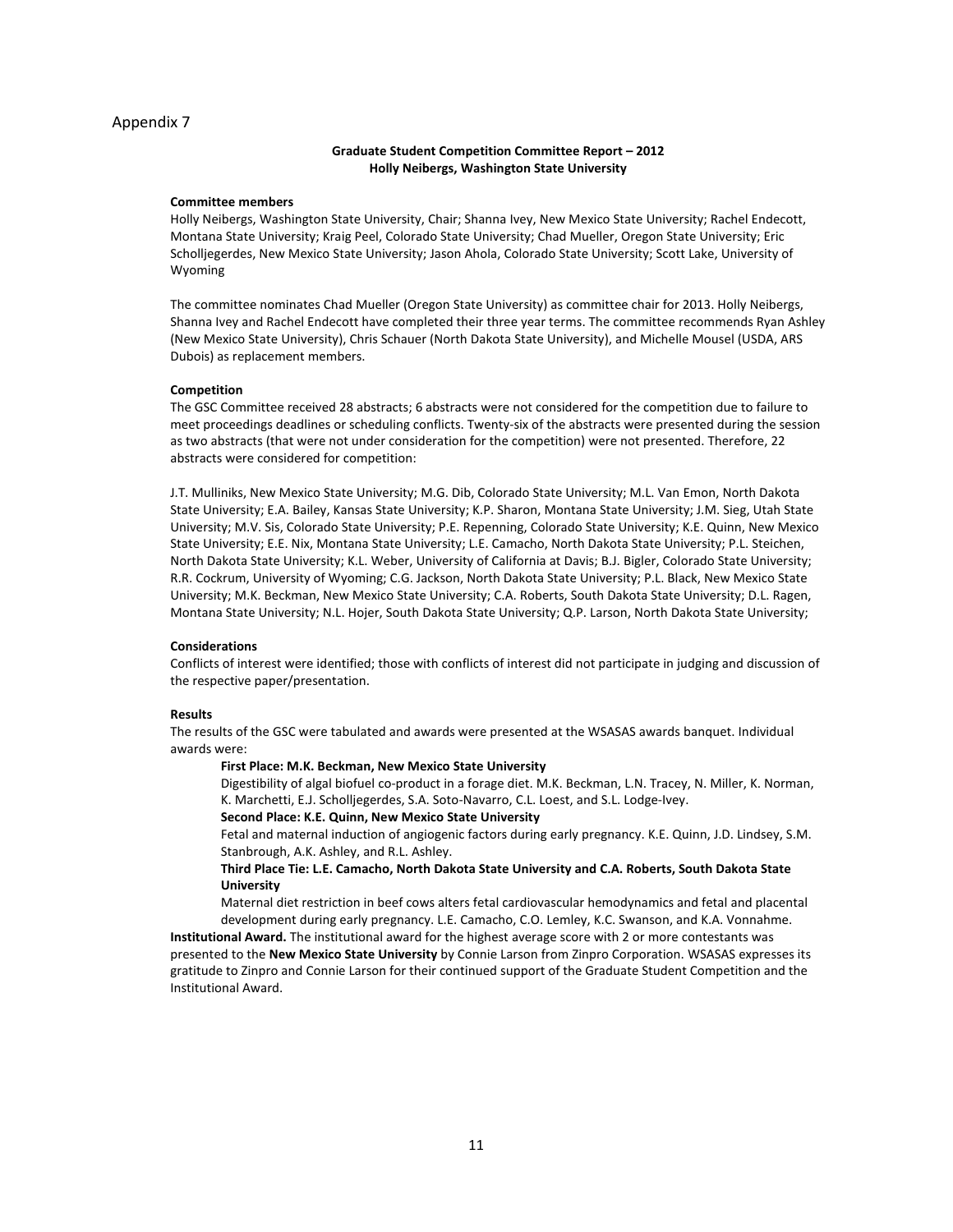Appendix 7

**Graduate Student Competition Committee Report – 2012**
**Holly Neibergs, Washington State University**

**Committee members**

Holly Neibergs, Washington State University, Chair; Shanna Ivey, New Mexico State University; Rachel Endecott, Montana State University; Kraig Peel, Colorado State University; Chad Mueller, Oregon State University; Eric Scholljegerdes, New Mexico State University; Jason Ahola, Colorado State University; Scott Lake, University of Wyoming

The committee nominates Chad Mueller (Oregon State University) as committee chair for 2013. Holly Neibergs, Shanna Ivey and Rachel Endecott have completed their three year terms. The committee recommends Ryan Ashley (New Mexico State University), Chris Schauer (North Dakota State University), and Michelle Mousel (USDA, ARS Dubois) as replacement members.

**Competition**

The GSC Committee received 28 abstracts; 6 abstracts were not considered for the competition due to failure to meet proceedings deadlines or scheduling conflicts. Twenty-six of the abstracts were presented during the session as two abstracts (that were not under consideration for the competition) were not presented. Therefore, 22 abstracts were considered for competition:

J.T. Mulliniks, New Mexico State University; M.G. Dib, Colorado State University; M.L. Van Emon, North Dakota State University; E.A. Bailey, Kansas State University; K.P. Sharon, Montana State University; J.M. Sieg, Utah State University; M.V. Sis, Colorado State University; P.E. Repenning, Colorado State University; K.E. Quinn, New Mexico State University; E.E. Nix, Montana State University; L.E. Camacho, North Dakota State University; P.L. Steichen, North Dakota State University; K.L. Weber, University of California at Davis; B.J. Bigler, Colorado State University; R.R. Cockrum, University of Wyoming; C.G. Jackson, North Dakota State University; P.L. Black, New Mexico State University; M.K. Beckman, New Mexico State University; C.A. Roberts, South Dakota State University; D.L. Ragen, Montana State University; N.L. Hojer, South Dakota State University; Q.P. Larson, North Dakota State University;

**Considerations**

Conflicts of interest were identified; those with conflicts of interest did not participate in judging and discussion of the respective paper/presentation.

**Results**

The results of the GSC were tabulated and awards were presented at the WSASAS awards banquet. Individual awards were:

**First Place: M.K. Beckman, New Mexico State University**

Digestibility of algal biofuel co-product in a forage diet. M.K. Beckman, L.N. Tracey, N. Miller, K. Norman, K. Marchetti, E.J. Scholljegerdes, S.A. Soto-Navarro, C.L. Loest, and S.L. Lodge-Ivey.

**Second Place: K.E. Quinn, New Mexico State University**

Fetal and maternal induction of angiogenic factors during early pregnancy. K.E. Quinn, J.D. Lindsey, S.M. Stanbrough, A.K. Ashley, and R.L. Ashley.

**Third Place Tie: L.E. Camacho, North Dakota State University and C.A. Roberts, South Dakota State University**

Maternal diet restriction in beef cows alters fetal cardiovascular hemodynamics and fetal and placental development during early pregnancy. L.E. Camacho, C.O. Lemley, K.C. Swanson, and K.A. Vonnahme.

**Institutional Award.** The institutional award for the highest average score with 2 or more contestants was presented to the **New Mexico State University** by Connie Larson from Zinpro Corporation. WSASAS expresses its gratitude to Zinpro and Connie Larson for their continued support of the Graduate Student Competition and the Institutional Award.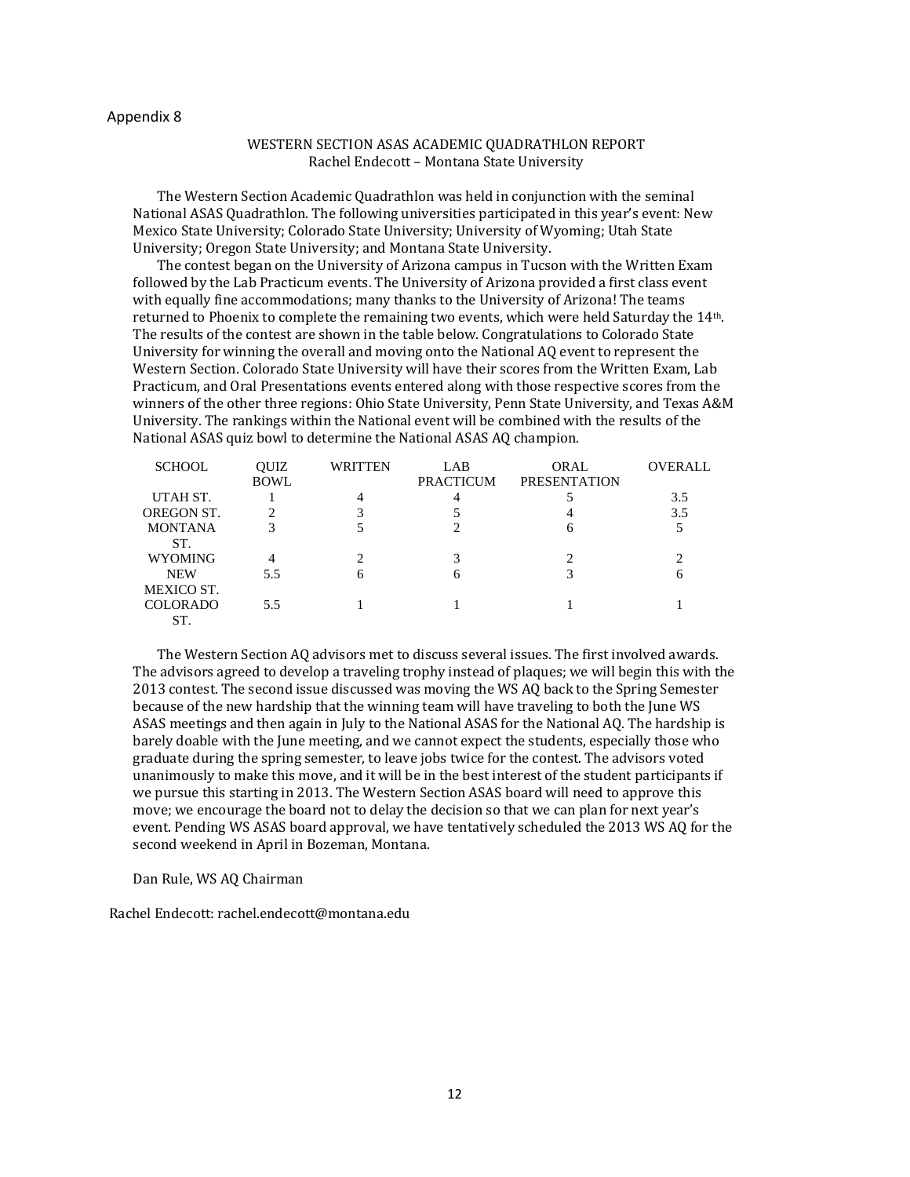Appendix 8

## WESTERN SECTION ASAS ACADEMIC QUADRATHLON REPORT

Rachel Endecott – Montana State University

The Western Section Academic Quadrathlon was held in conjunction with the seminal National ASAS Quadrathlon. The following universities participated in this year's event: New Mexico State University; Colorado State University; University of Wyoming; Utah State University; Oregon State University; and Montana State University.

The contest began on the University of Arizona campus in Tucson with the Written Exam followed by the Lab Practicum events. The University of Arizona provided a first class event with equally fine accommodations; many thanks to the University of Arizona! The teams returned to Phoenix to complete the remaining two events, which were held Saturday the 14th. The results of the contest are shown in the table below. Congratulations to Colorado State University for winning the overall and moving onto the National AQ event to represent the Western Section. Colorado State University will have their scores from the Written Exam, Lab Practicum, and Oral Presentations events entered along with those respective scores from the winners of the other three regions: Ohio State University, Penn State University, and Texas A&M University. The rankings within the National event will be combined with the results of the National ASAS quiz bowl to determine the National ASAS AQ champion.

| SCHOOL | QUIZ BOWL | WRITTEN | LAB PRACTICUM | ORAL PRESENTATION | OVERALL |
|---|---|---|---|---|---|
| UTAH ST. | 1 | 4 | 4 | 5 | 3.5 |
| OREGON ST. | 2 | 3 | 5 | 4 | 3.5 |
| MONTANA ST. | 3 | 5 | 2 | 6 | 5 |
| WYOMING | 4 | 2 | 3 | 2 | 2 |
| NEW MEXICO ST. | 5.5 | 6 | 6 | 3 | 6 |
| COLORADO ST. | 5.5 | 1 | 1 | 1 | 1 |

The Western Section AQ advisors met to discuss several issues. The first involved awards. The advisors agreed to develop a traveling trophy instead of plaques; we will begin this with the 2013 contest. The second issue discussed was moving the WS AQ back to the Spring Semester because of the new hardship that the winning team will have traveling to both the June WS ASAS meetings and then again in July to the National ASAS for the National AQ. The hardship is barely doable with the June meeting, and we cannot expect the students, especially those who graduate during the spring semester, to leave jobs twice for the contest. The advisors voted unanimously to make this move, and it will be in the best interest of the student participants if we pursue this starting in 2013. The Western Section ASAS board will need to approve this move; we encourage the board not to delay the decision so that we can plan for next year's event. Pending WS ASAS board approval, we have tentatively scheduled the 2013 WS AQ for the second weekend in April in Bozeman, Montana.

Dan Rule, WS AQ Chairman

Rachel Endecott: rachel.endecott@montana.edu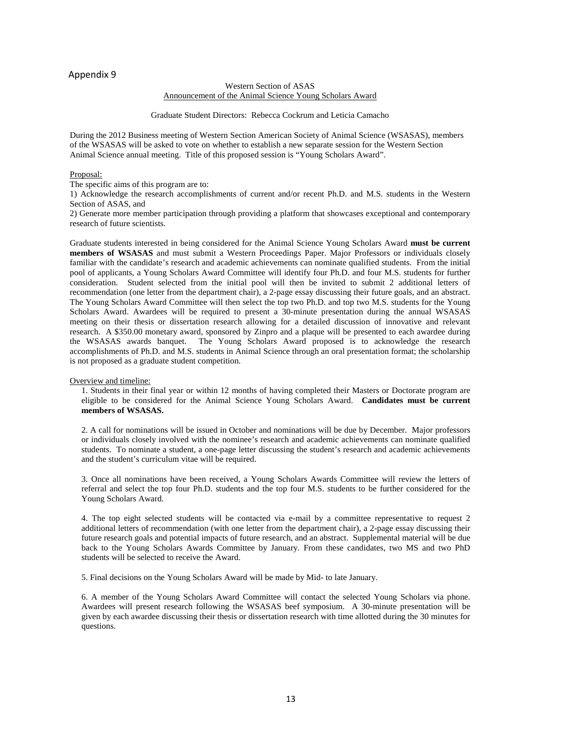Appendix 9

Western Section of ASAS

Announcement of the Animal Science Young Scholars Award

Graduate Student Directors: Rebecca Cockrum and Leticia Camacho

During the 2012 Business meeting of Western Section American Society of Animal Science (WSASAS), members of the WSASAS will be asked to vote on whether to establish a new separate session for the Western Section Animal Science annual meeting. Title of this proposed session is "Young Scholars Award".

Proposal:

The specific aims of this program are to:

1) Acknowledge the research accomplishments of current and/or recent Ph.D. and M.S. students in the Western Section of ASAS, and

2) Generate more member participation through providing a platform that showcases exceptional and contemporary research of future scientists.

Graduate students interested in being considered for the Animal Science Young Scholars Award **must be current members of WSASAS** and must submit a Western Proceedings Paper. Major Professors or individuals closely familiar with the candidate's research and academic achievements can nominate qualified students. From the initial pool of applicants, a Young Scholars Award Committee will identify four Ph.D. and four M.S. students for further consideration. Student selected from the initial pool will then be invited to submit 2 additional letters of recommendation (one letter from the department chair), a 2-page essay discussing their future goals, and an abstract. The Young Scholars Award Committee will then select the top two Ph.D. and top two M.S. students for the Young Scholars Award. Awardees will be required to present a 30-minute presentation during the annual WSASAS meeting on their thesis or dissertation research allowing for a detailed discussion of innovative and relevant research. A $350.00 monetary award, sponsored by Zinpro and a plaque will be presented to each awardee during the WSASAS awards banquet. The Young Scholars Award proposed is to acknowledge the research accomplishments of Ph.D. and M.S. students in Animal Science through an oral presentation format; the scholarship is not proposed as a graduate student competition.

Overview and timeline:

1. Students in their final year or within 12 months of having completed their Masters or Doctorate program are eligible to be considered for the Animal Science Young Scholars Award. **Candidates must be current members of WSASAS.**

2. A call for nominations will be issued in October and nominations will be due by December. Major professors or individuals closely involved with the nominee's research and academic achievements can nominate qualified students. To nominate a student, a one-page letter discussing the student's research and academic achievements and the student's curriculum vitae will be required.

3. Once all nominations have been received, a Young Scholars Awards Committee will review the letters of referral and select the top four Ph.D. students and the top four M.S. students to be further considered for the Young Scholars Award.

4. The top eight selected students will be contacted via e-mail by a committee representative to request 2 additional letters of recommendation (with one letter from the department chair), a 2-page essay discussing their future research goals and potential impacts of future research, and an abstract. Supplemental material will be due back to the Young Scholars Awards Committee by January. From these candidates, two MS and two PhD students will be selected to receive the Award.

5. Final decisions on the Young Scholars Award will be made by Mid- to late January.

6. A member of the Young Scholars Award Committee will contact the selected Young Scholars via phone. Awardees will present research following the WSASAS beef symposium. A 30-minute presentation will be given by each awardee discussing their thesis or dissertation research with time allotted during the 30 minutes for questions.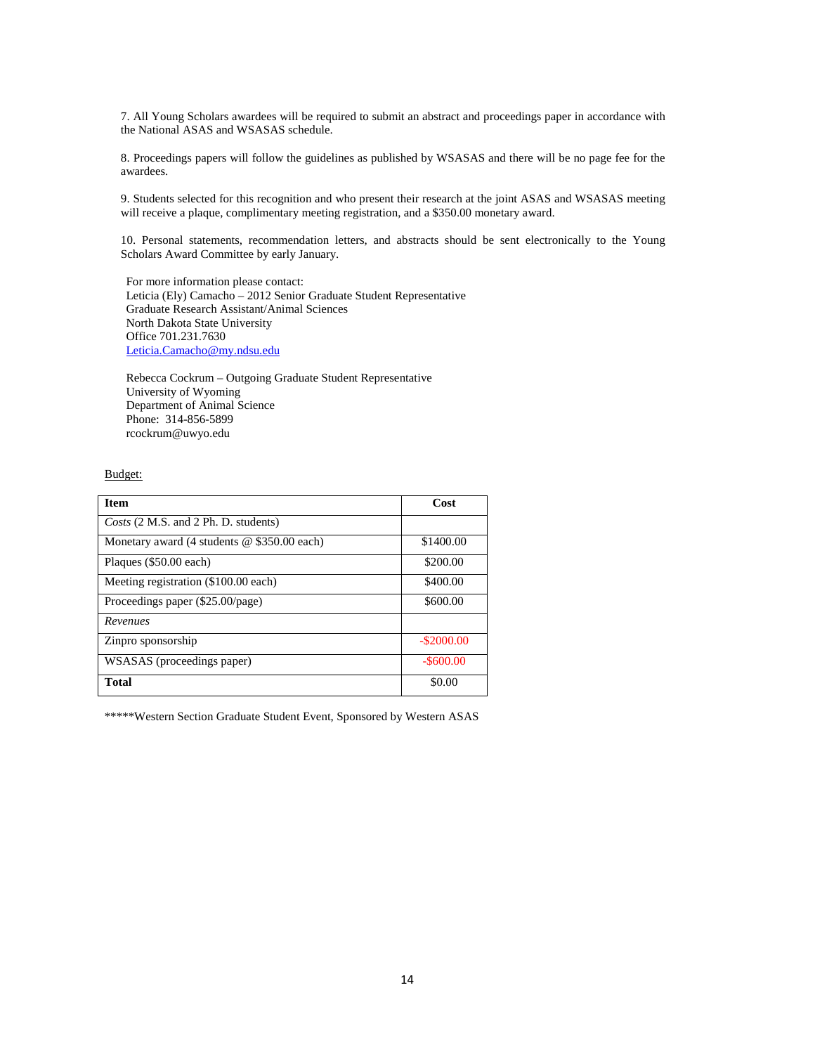7. All Young Scholars awardees will be required to submit an abstract and proceedings paper in accordance with the National ASAS and WSASAS schedule.

8. Proceedings papers will follow the guidelines as published by WSASAS and there will be no page fee for the awardees.

9. Students selected for this recognition and who present their research at the joint ASAS and WSASAS meeting will receive a plaque, complimentary meeting registration, and a $350.00 monetary award.

10. Personal statements, recommendation letters, and abstracts should be sent electronically to the Young Scholars Award Committee by early January.

For more information please contact:
Leticia (Ely) Camacho – 2012 Senior Graduate Student Representative
Graduate Research Assistant/Animal Sciences
North Dakota State University
Office 701.231.7630
Leticia.Camacho@my.ndsu.edu

Rebecca Cockrum – Outgoing Graduate Student Representative
University of Wyoming
Department of Animal Science
Phone: 314-856-5899
rcockrum@uwyo.edu

Budget:

| **Item** | **Cost** |
|---|---|
| *Costs* (2 M.S. and 2 Ph. D. students) | |
| Monetary award (4 students @ $350.00 each) | $1400.00 |
| Plaques ($50.00 each) | $200.00 |
| Meeting registration ($100.00 each) | $400.00 |
| Proceedings paper ($25.00/page) | $600.00 |
| *Revenues* | |
| Zinpro sponsorship | -$2000.00 |
| WSASAS (proceedings paper) | -$600.00 |
| **Total** | $0.00 |

*****Western Section Graduate Student Event, Sponsored by Western ASAS